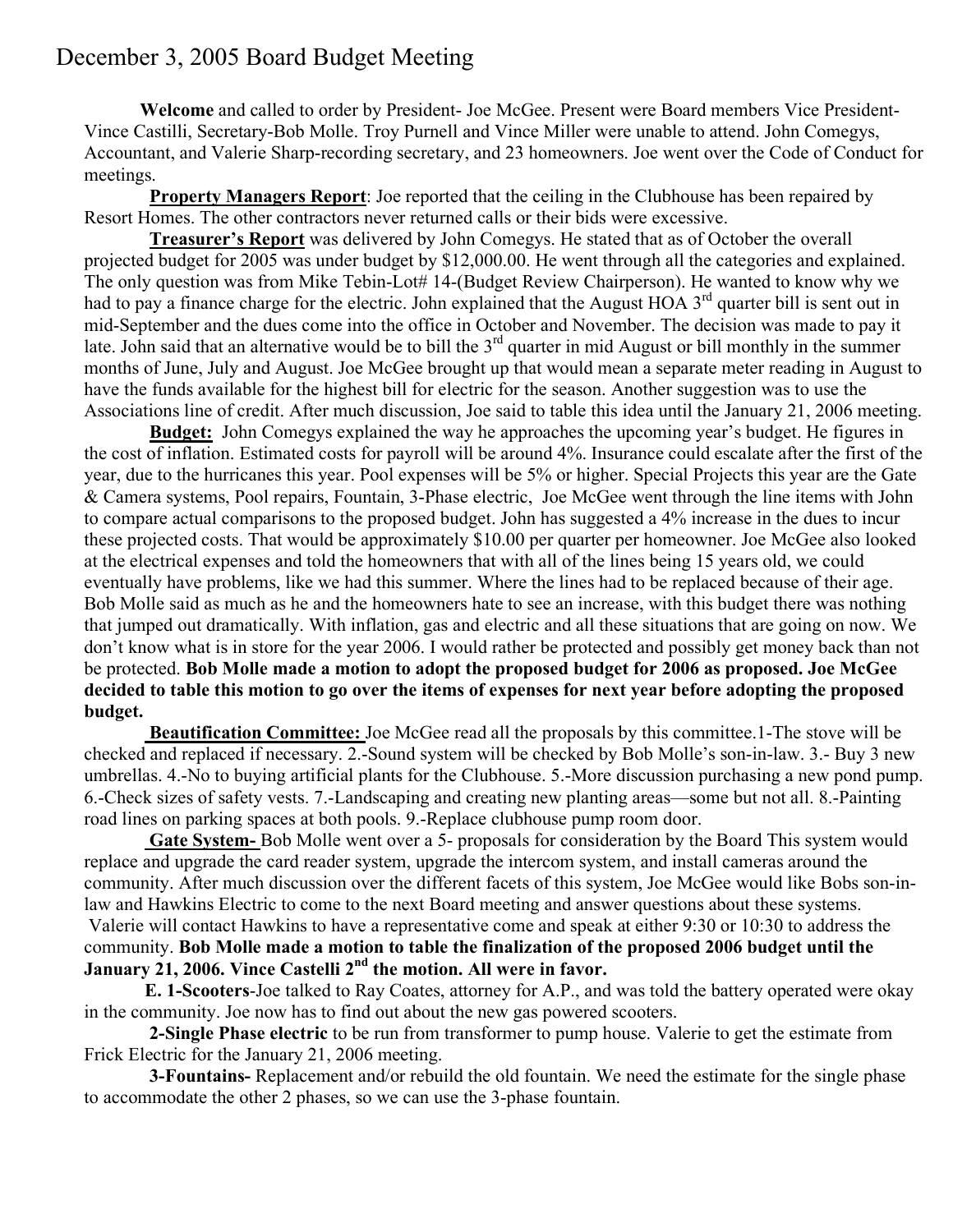# December 3, 2005 Board Budget Meeting

**Welcome** and called to order by President- Joe McGee. Present were Board members Vice President- Vince Castilli, Secretary-Bob Molle. Troy Purnell and Vince Miller were unable to attend. John Comegys, Accountant, and Valerie Sharp-recording secretary, and 23 homeowners. Joe went over the Code of Conduct for meetings.

**Property Managers Report**: Joe reported that the ceiling in the Clubhouse has been repaired by Resort Homes. The other contractors never returned calls or their bids were excessive.

**Treasurer's Report** was delivered by John Comegys. He stated that as of October the overall projected budget for 2005 was under budget by $12,000.00. He went through all the categories and explained. The only question was from Mike Tebin-Lot# 14-(Budget Review Chairperson). He wanted to know why we had to pay a finance charge for the electric. John explained that the August HOA 3rd quarter bill is sent out in mid-September and the dues come into the office in October and November. The decision was made to pay it late. John said that an alternative would be to bill the 3rd quarter in mid August or bill monthly in the summer months of June, July and August. Joe McGee brought up that would mean a separate meter reading in August to have the funds available for the highest bill for electric for the season. Another suggestion was to use the Associations line of credit. After much discussion, Joe said to table this idea until the January 21, 2006 meeting.

**Budget:** John Comegys explained the way he approaches the upcoming year's budget. He figures in the cost of inflation. Estimated costs for payroll will be around 4%. Insurance could escalate after the first of the year, due to the hurricanes this year. Pool expenses will be 5% or higher. Special Projects this year are the Gate & Camera systems, Pool repairs, Fountain, 3-Phase electric, Joe McGee went through the line items with John to compare actual comparisons to the proposed budget. John has suggested a 4% increase in the dues to incur these projected costs. That would be approximately $10.00 per quarter per homeowner. Joe McGee also looked at the electrical expenses and told the homeowners that with all of the lines being 15 years old, we could eventually have problems, like we had this summer. Where the lines had to be replaced because of their age. Bob Molle said as much as he and the homeowners hate to see an increase, with this budget there was nothing that jumped out dramatically. With inflation, gas and electric and all these situations that are going on now. We don't know what is in store for the year 2006. I would rather be protected and possibly get money back than not be protected. **Bob Molle made a motion to adopt the proposed budget for 2006 as proposed. Joe McGee decided to table this motion to go over the items of expenses for next year before adopting the proposed budget.**

**Beautification Committee:** Joe McGee read all the proposals by this committee.1-The stove will be checked and replaced if necessary. 2.-Sound system will be checked by Bob Molle's son-in-law. 3.- Buy 3 new umbrellas. 4.-No to buying artificial plants for the Clubhouse. 5.-More discussion purchasing a new pond pump. 6.-Check sizes of safety vests. 7.-Landscaping and creating new planting areas—some but not all. 8.-Painting road lines on parking spaces at both pools. 9.-Replace clubhouse pump room door.

**Gate System-** Bob Molle went over a 5- proposals for consideration by the Board This system would replace and upgrade the card reader system, upgrade the intercom system, and install cameras around the community. After much discussion over the different facets of this system, Joe McGee would like Bobs son-in-law and Hawkins Electric to come to the next Board meeting and answer questions about these systems. Valerie will contact Hawkins to have a representative come and speak at either 9:30 or 10:30 to address the community. **Bob Molle made a motion to table the finalization of the proposed 2006 budget until the January 21, 2006. Vince Castelli 2nd the motion. All were in favor.**

**E. 1-Scooters**-Joe talked to Ray Coates, attorney for A.P., and was told the battery operated were okay in the community. Joe now has to find out about the new gas powered scooters.

**2-Single Phase electric** to be run from transformer to pump house. Valerie to get the estimate from Frick Electric for the January 21, 2006 meeting.

**3-Fountains-** Replacement and/or rebuild the old fountain. We need the estimate for the single phase to accommodate the other 2 phases, so we can use the 3-phase fountain.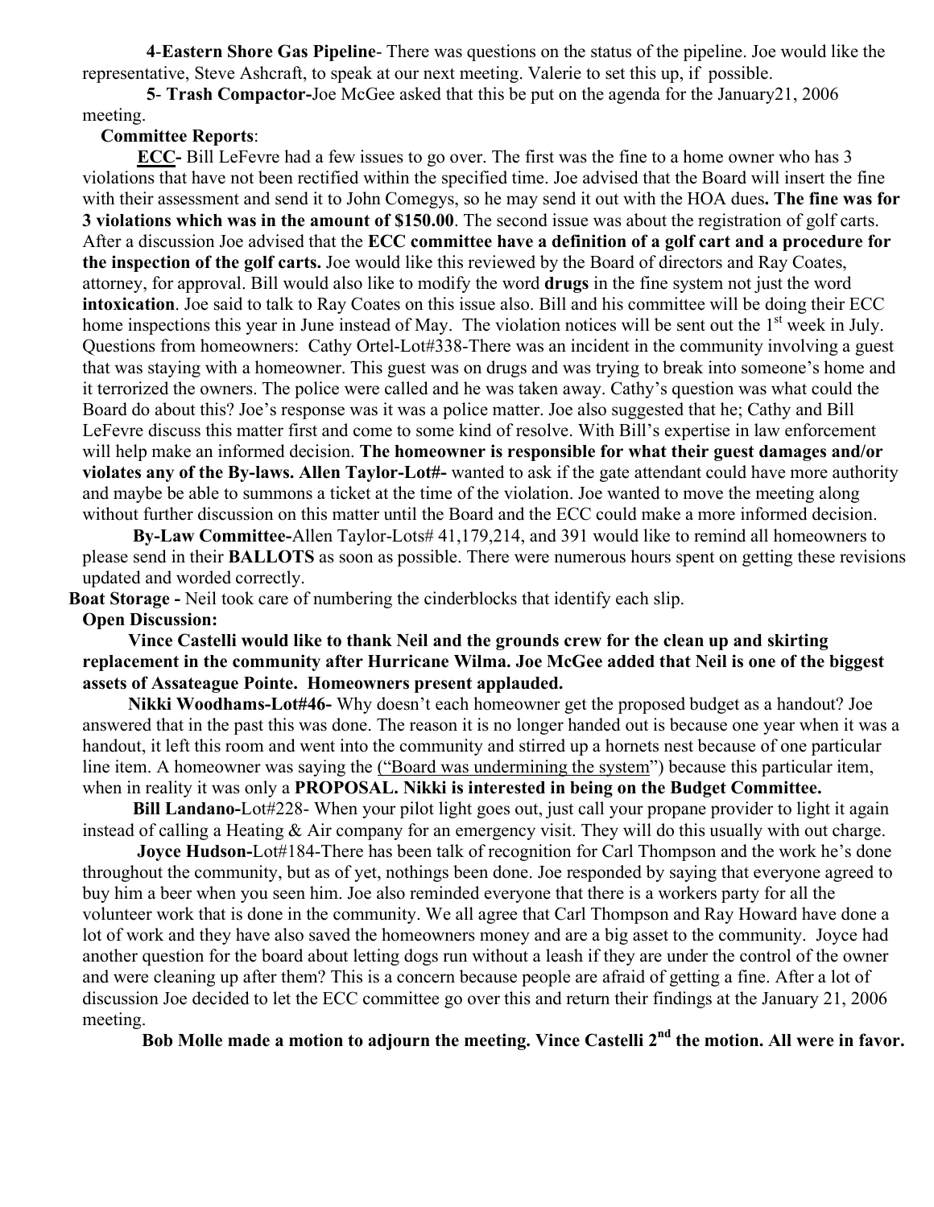**4**-**Eastern Shore Gas Pipeline**- There was questions on the status of the pipeline. Joe would like the representative, Steve Ashcraft, to speak at our next meeting. Valerie to set this up, if possible.

**5**- **Trash Compactor-**Joe McGee asked that this be put on the agenda for the January21, 2006 meeting.

**Committee Reports**:

**ECC-** Bill LeFevre had a few issues to go over. The first was the fine to a home owner who has 3 violations that have not been rectified within the specified time. Joe advised that the Board will insert the fine with their assessment and send it to John Comegys, so he may send it out with the HOA dues**. The fine was for 3 violations which was in the amount of $150.00**. The second issue was about the registration of golf carts. After a discussion Joe advised that the **ECC committee have a definition of a golf cart and a procedure for the inspection of the golf carts.** Joe would like this reviewed by the Board of directors and Ray Coates, attorney, for approval. Bill would also like to modify the word **drugs** in the fine system not just the word **intoxication**. Joe said to talk to Ray Coates on this issue also. Bill and his committee will be doing their ECC home inspections this year in June instead of May. The violation notices will be sent out the 1st week in July. Questions from homeowners: Cathy Ortel-Lot#338-There was an incident in the community involving a guest that was staying with a homeowner. This guest was on drugs and was trying to break into someone's home and it terrorized the owners. The police were called and he was taken away. Cathy's question was what could the Board do about this? Joe's response was it was a police matter. Joe also suggested that he; Cathy and Bill LeFevre discuss this matter first and come to some kind of resolve. With Bill's expertise in law enforcement will help make an informed decision. **The homeowner is responsible for what their guest damages and/or violates any of the By-laws. Allen Taylor-Lot#-** wanted to ask if the gate attendant could have more authority and maybe be able to summons a ticket at the time of the violation. Joe wanted to move the meeting along without further discussion on this matter until the Board and the ECC could make a more informed decision.

**By-Law Committee-**Allen Taylor-Lots# 41,179,214, and 391 would like to remind all homeowners to please send in their **BALLOTS** as soon as possible. There were numerous hours spent on getting these revisions updated and worded correctly.

**Boat Storage -** Neil took care of numbering the cinderblocks that identify each slip.

**Open Discussion:**

**Vince Castelli would like to thank Neil and the grounds crew for the clean up and skirting replacement in the community after Hurricane Wilma. Joe McGee added that Neil is one of the biggest assets of Assateague Pointe. Homeowners present applauded.**

**Nikki Woodhams-Lot#46-** Why doesn't each homeowner get the proposed budget as a handout? Joe answered that in the past this was done. The reason it is no longer handed out is because one year when it was a handout, it left this room and went into the community and stirred up a hornets nest because of one particular line item. A homeowner was saying the ("Board was undermining the system") because this particular item, when in reality it was only a **PROPOSAL. Nikki is interested in being on the Budget Committee.**

**Bill Landano-**Lot#228- When your pilot light goes out, just call your propane provider to light it again instead of calling a Heating & Air company for an emergency visit. They will do this usually with out charge.

**Joyce Hudson-**Lot#184-There has been talk of recognition for Carl Thompson and the work he's done throughout the community, but as of yet, nothings been done. Joe responded by saying that everyone agreed to buy him a beer when you seen him. Joe also reminded everyone that there is a workers party for all the volunteer work that is done in the community. We all agree that Carl Thompson and Ray Howard have done a lot of work and they have also saved the homeowners money and are a big asset to the community. Joyce had another question for the board about letting dogs run without a leash if they are under the control of the owner and were cleaning up after them? This is a concern because people are afraid of getting a fine. After a lot of discussion Joe decided to let the ECC committee go over this and return their findings at the January 21, 2006 meeting.

**Bob Molle made a motion to adjourn the meeting. Vince Castelli 2nd the motion. All were in favor.**